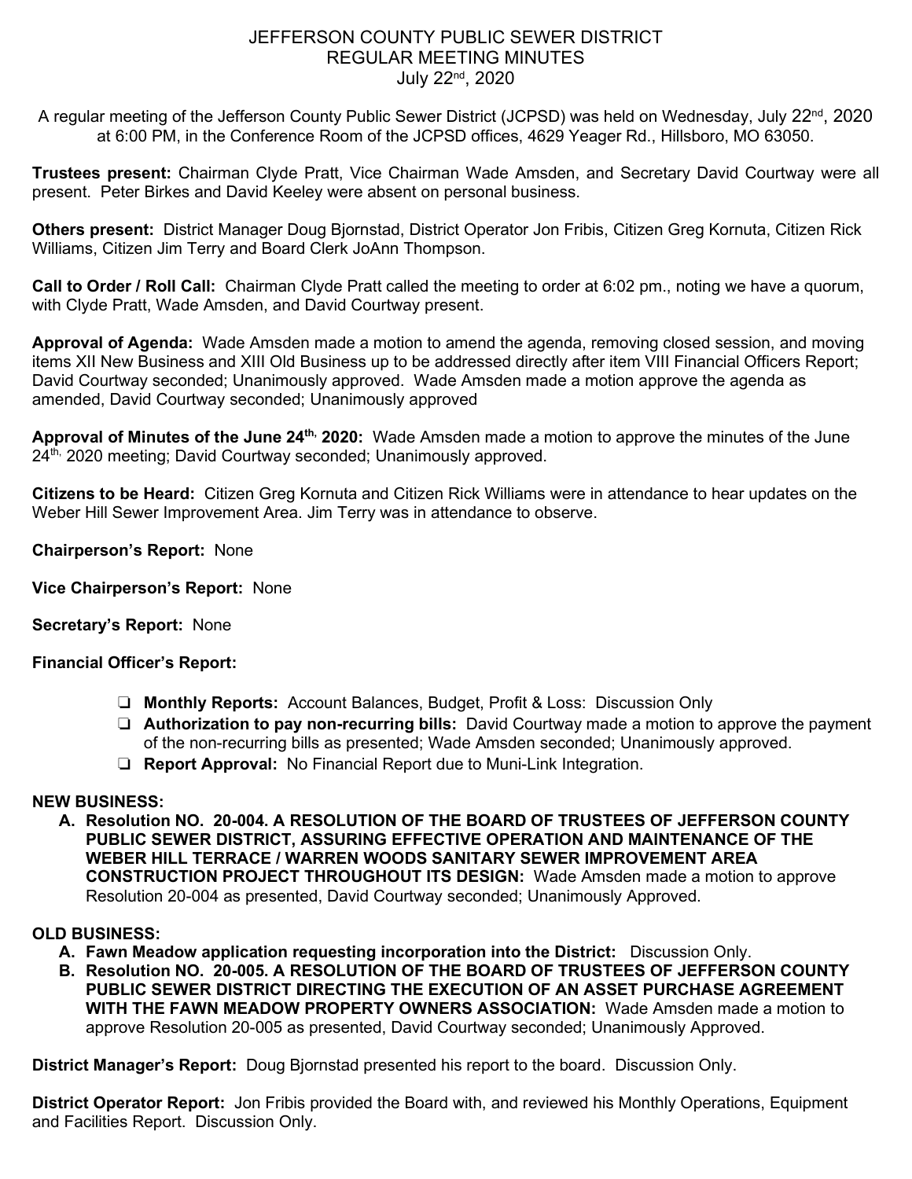# JEFFERSON COUNTY PUBLIC SEWER DISTRICT
## REGULAR MEETING MINUTES
### July 22nd, 2020

A regular meeting of the Jefferson County Public Sewer District (JCPSD) was held on Wednesday, July 22nd, 2020 at 6:00 PM, in the Conference Room of the JCPSD offices, 4629 Yeager Rd., Hillsboro, MO 63050.

**Trustees present:** Chairman Clyde Pratt, Vice Chairman Wade Amsden, and Secretary David Courtway were all present. Peter Birkes and David Keeley were absent on personal business.

**Others present:** District Manager Doug Bjornstad, District Operator Jon Fribis, Citizen Greg Kornuta, Citizen Rick Williams, Citizen Jim Terry and Board Clerk JoAnn Thompson.

**Call to Order / Roll Call:** Chairman Clyde Pratt called the meeting to order at 6:02 pm., noting we have a quorum, with Clyde Pratt, Wade Amsden, and David Courtway present.

**Approval of Agenda:** Wade Amsden made a motion to amend the agenda, removing closed session, and moving items XII New Business and XIII Old Business up to be addressed directly after item VIII Financial Officers Report; David Courtway seconded; Unanimously approved. Wade Amsden made a motion approve the agenda as amended, David Courtway seconded; Unanimously approved

**Approval of Minutes of the June 24th, 2020:** Wade Amsden made a motion to approve the minutes of the June 24th, 2020 meeting; David Courtway seconded; Unanimously approved.

**Citizens to be Heard:** Citizen Greg Kornuta and Citizen Rick Williams were in attendance to hear updates on the Weber Hill Sewer Improvement Area. Jim Terry was in attendance to observe.

**Chairperson's Report:** None

**Vice Chairperson's Report:** None

**Secretary's Report:** None

**Financial Officer's Report:**

- **Monthly Reports:** Account Balances, Budget, Profit & Loss: Discussion Only
- **Authorization to pay non-recurring bills:** David Courtway made a motion to approve the payment of the non-recurring bills as presented; Wade Amsden seconded; Unanimously approved.
- **Report Approval:** No Financial Report due to Muni-Link Integration.

**NEW BUSINESS:**

A. **Resolution NO. 20-004. A RESOLUTION OF THE BOARD OF TRUSTEES OF JEFFERSON COUNTY PUBLIC SEWER DISTRICT, ASSURING EFFECTIVE OPERATION AND MAINTENANCE OF THE WEBER HILL TERRACE / WARREN WOODS SANITARY SEWER IMPROVEMENT AREA CONSTRUCTION PROJECT THROUGHOUT ITS DESIGN:** Wade Amsden made a motion to approve Resolution 20-004 as presented, David Courtway seconded; Unanimously Approved.

**OLD BUSINESS:**

A. **Fawn Meadow application requesting incorporation into the District:** Discussion Only.
B. **Resolution NO. 20-005. A RESOLUTION OF THE BOARD OF TRUSTEES OF JEFFERSON COUNTY PUBLIC SEWER DISTRICT DIRECTING THE EXECUTION OF AN ASSET PURCHASE AGREEMENT WITH THE FAWN MEADOW PROPERTY OWNERS ASSOCIATION:** Wade Amsden made a motion to approve Resolution 20-005 as presented, David Courtway seconded; Unanimously Approved.

**District Manager's Report:** Doug Bjornstad presented his report to the board. Discussion Only.

**District Operator Report:** Jon Fribis provided the Board with, and reviewed his Monthly Operations, Equipment and Facilities Report. Discussion Only.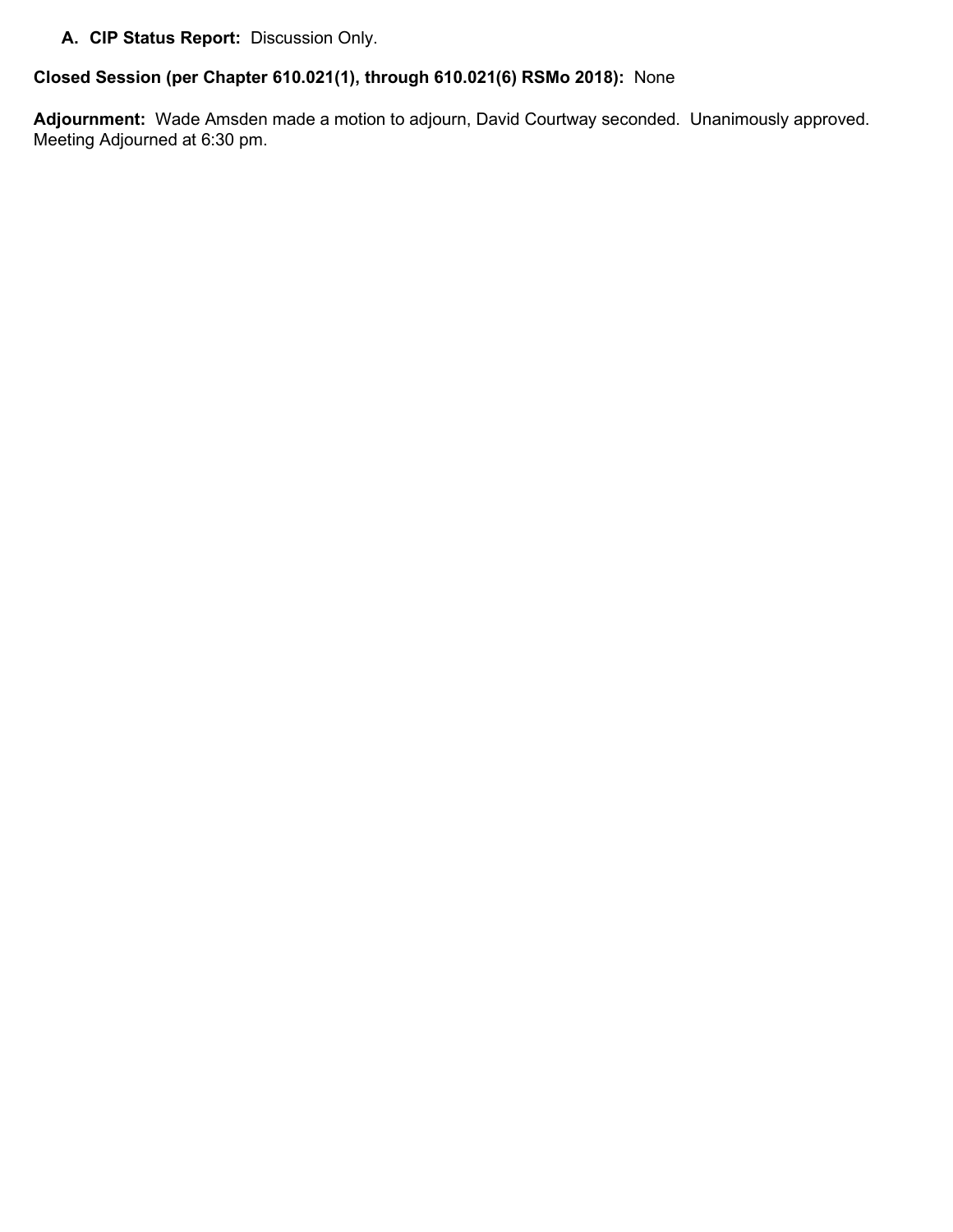A. **CIP Status Report:** Discussion Only.

**Closed Session (per Chapter 610.021(1), through 610.021(6) RSMo 2018):** None

**Adjournment:** Wade Amsden made a motion to adjourn, David Courtway seconded. Unanimously approved. Meeting Adjourned at 6:30 pm.